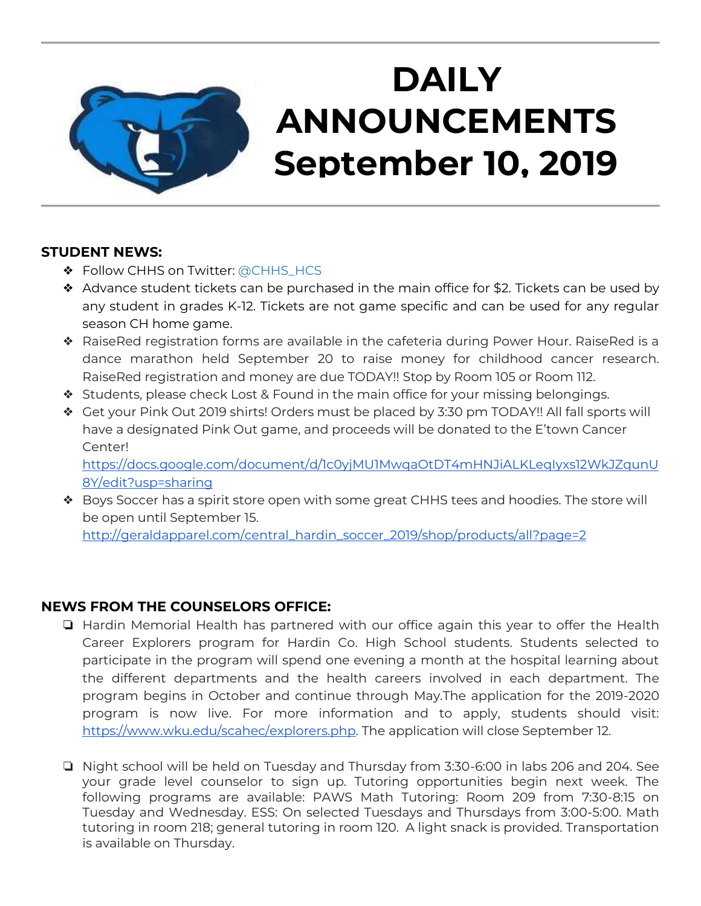# DAILY ANNOUNCEMENTS September 10, 2019

## STUDENT NEWS:

- Follow CHHS on Twitter: @CHHS_HCS
- Advance student tickets can be purchased in the main office for $2. Tickets can be used by any student in grades K-12. Tickets are not game specific and can be used for any regular season CH home game.
- RaiseRed registration forms are available in the cafeteria during Power Hour. RaiseRed is a dance marathon held September 20 to raise money for childhood cancer research. RaiseRed registration and money are due TODAY!! Stop by Room 105 or Room 112.
- Students, please check Lost & Found in the main office for your missing belongings.
- Get your Pink Out 2019 shirts! Orders must be placed by 3:30 pm TODAY!! All fall sports will have a designated Pink Out game, and proceeds will be donated to the E'town Cancer Center! https://docs.google.com/document/d/1c0yjMU1MwqaOtDT4mHNJiALKLeqIyxs12WkJZqunU8Y/edit?usp=sharing
- Boys Soccer has a spirit store open with some great CHHS tees and hoodies. The store will be open until September 15. http://geraldapparel.com/central_hardin_soccer_2019/shop/products/all?page=2

## NEWS FROM THE COUNSELORS OFFICE:

- Hardin Memorial Health has partnered with our office again this year to offer the Health Career Explorers program for Hardin Co. High School students. Students selected to participate in the program will spend one evening a month at the hospital learning about the different departments and the health careers involved in each department. The program begins in October and continue through May.The application for the 2019-2020 program is now live. For more information and to apply, students should visit: https://www.wku.edu/scahec/explorers.php. The application will close September 12.

- Night school will be held on Tuesday and Thursday from 3:30-6:00 in labs 206 and 204. See your grade level counselor to sign up. Tutoring opportunities begin next week. The following programs are available: PAWS Math Tutoring: Room 209 from 7:30-8:15 on Tuesday and Wednesday. ESS: On selected Tuesdays and Thursdays from 3:00-5:00. Math tutoring in room 218; general tutoring in room 120. A light snack is provided. Transportation is available on Thursday.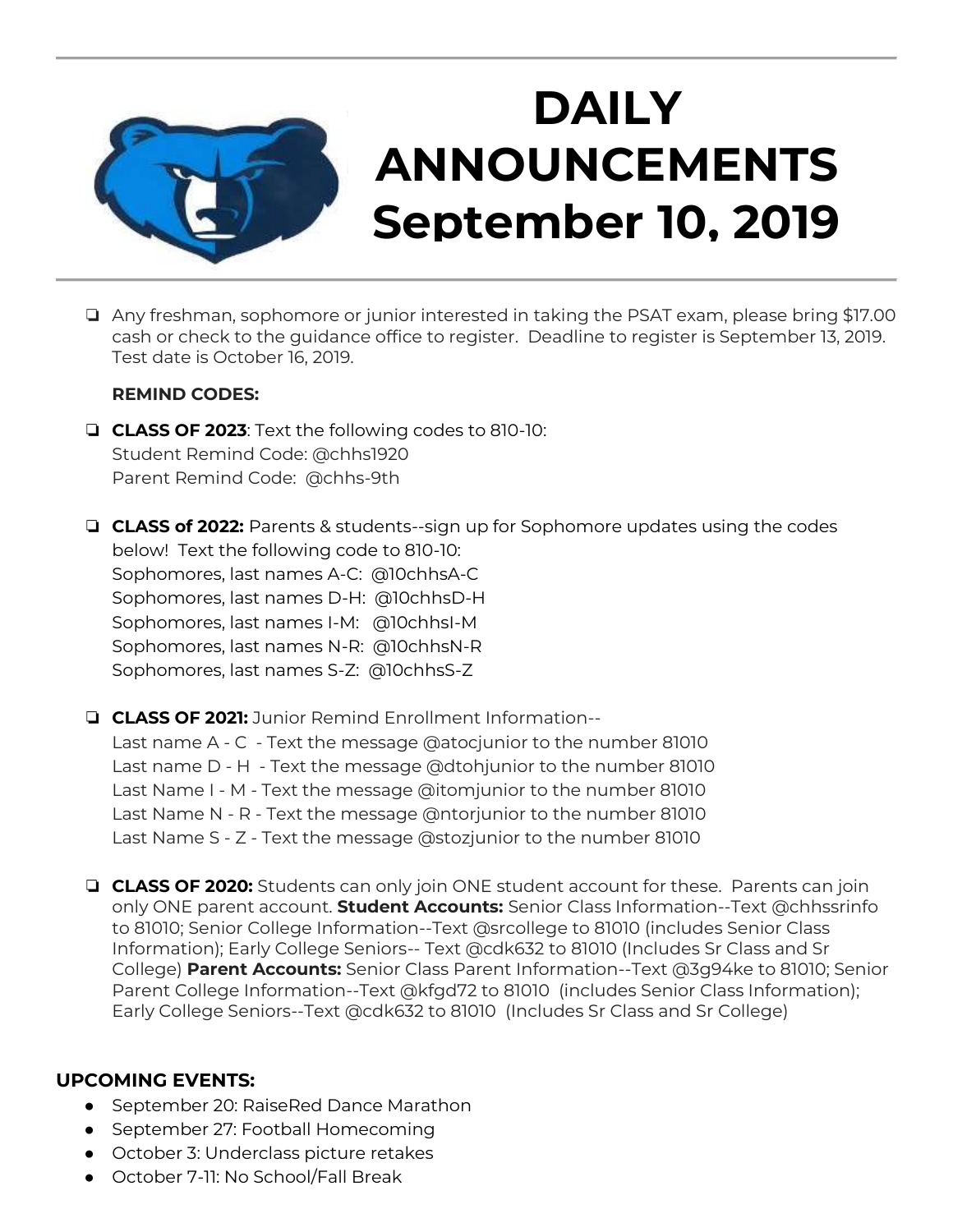# DAILY ANNOUNCEMENTS September 10, 2019

- Any freshman, sophomore or junior interested in taking the PSAT exam, please bring $17.00 cash or check to the guidance office to register. Deadline to register is September 13, 2019. Test date is October 16, 2019.

  **REMIND CODES:**

- **CLASS OF 2023**: Text the following codes to 810-10:
  Student Remind Code: @chhs1920
  Parent Remind Code: @chhs-9th

- **CLASS of 2022:** Parents & students--sign up for Sophomore updates using the codes below! Text the following code to 810-10:
  Sophomores, last names A-C: @10chhsA-C
  Sophomores, last names D-H: @10chhsD-H
  Sophomores, last names I-M: @10chhsI-M
  Sophomores, last names N-R: @10chhsN-R
  Sophomores, last names S-Z: @10chhsS-Z

- **CLASS OF 2021:** Junior Remind Enrollment Information--
  Last name A - C - Text the message @atocjunior to the number 81010
  Last name D - H - Text the message @dtohjunior to the number 81010
  Last Name I - M - Text the message @itomjunior to the number 81010
  Last Name N - R - Text the message @ntorjunior to the number 81010
  Last Name S - Z - Text the message @stozjunior to the number 81010

- **CLASS OF 2020:** Students can only join ONE student account for these. Parents can join only ONE parent account. **Student Accounts:** Senior Class Information--Text @chhssrinfo to 81010; Senior College Information--Text @srcollege to 81010 (includes Senior Class Information); Early College Seniors-- Text @cdk632 to 81010 (Includes Sr Class and Sr College) **Parent Accounts:** Senior Class Parent Information--Text @3g94ke to 81010; Senior Parent College Information--Text @kfgd72 to 81010 (includes Senior Class Information); Early College Seniors--Text @cdk632 to 81010 (Includes Sr Class and Sr College)

**UPCOMING EVENTS:**

- September 20: RaiseRed Dance Marathon
- September 27: Football Homecoming
- October 3: Underclass picture retakes
- October 7-11: No School/Fall Break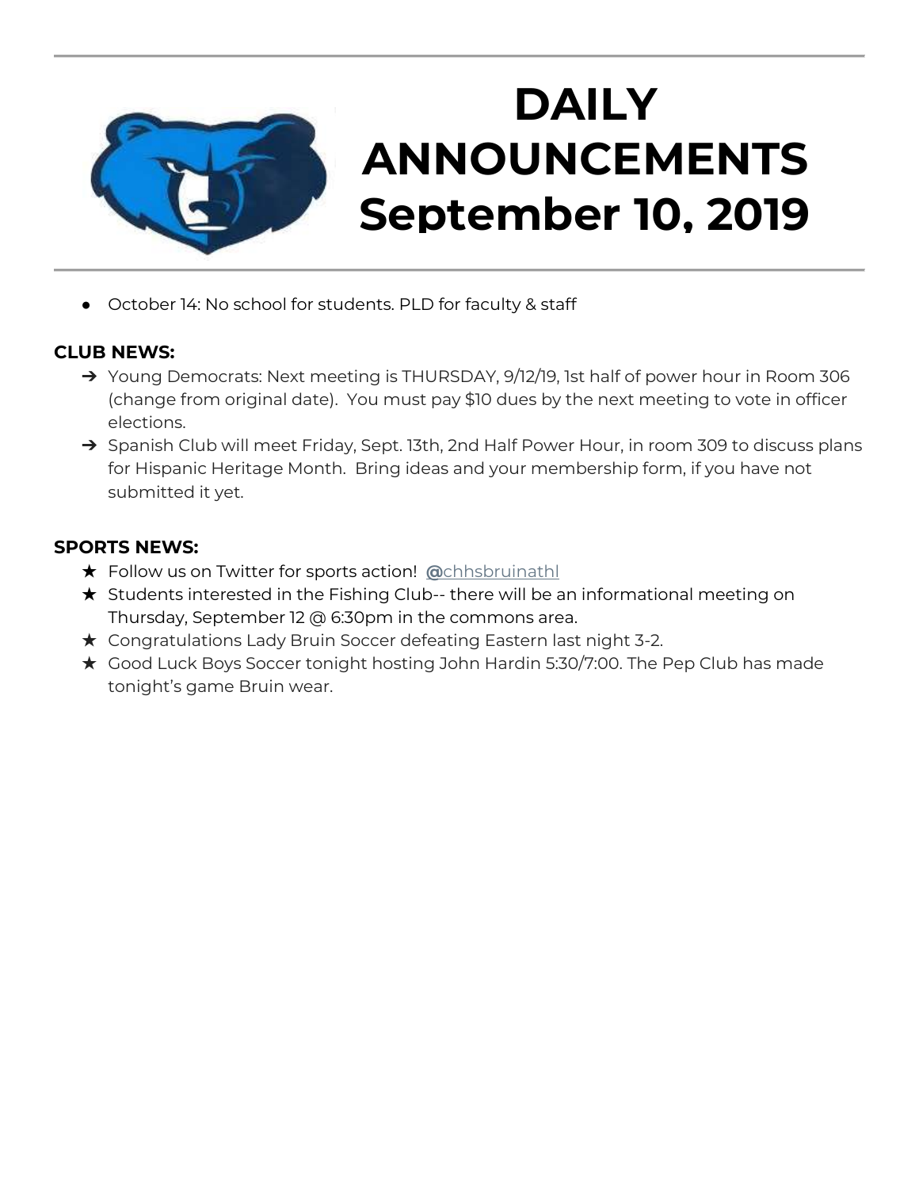# DAILY ANNOUNCEMENTS September 10, 2019

- October 14: No school for students. PLD for faculty & staff

**CLUB NEWS:**

- Young Democrats: Next meeting is THURSDAY, 9/12/19, 1st half of power hour in Room 306 (change from original date). You must pay $10 dues by the next meeting to vote in officer elections.
- Spanish Club will meet Friday, Sept. 13th, 2nd Half Power Hour, in room 309 to discuss plans for Hispanic Heritage Month. Bring ideas and your membership form, if you have not submitted it yet.

**SPORTS NEWS:**

- Follow us on Twitter for sports action! @chhsbruinathl
- Students interested in the Fishing Club-- there will be an informational meeting on Thursday, September 12 @ 6:30pm in the commons area.
- Congratulations Lady Bruin Soccer defeating Eastern last night 3-2.
- Good Luck Boys Soccer tonight hosting John Hardin 5:30/7:00. The Pep Club has made tonight's game Bruin wear.